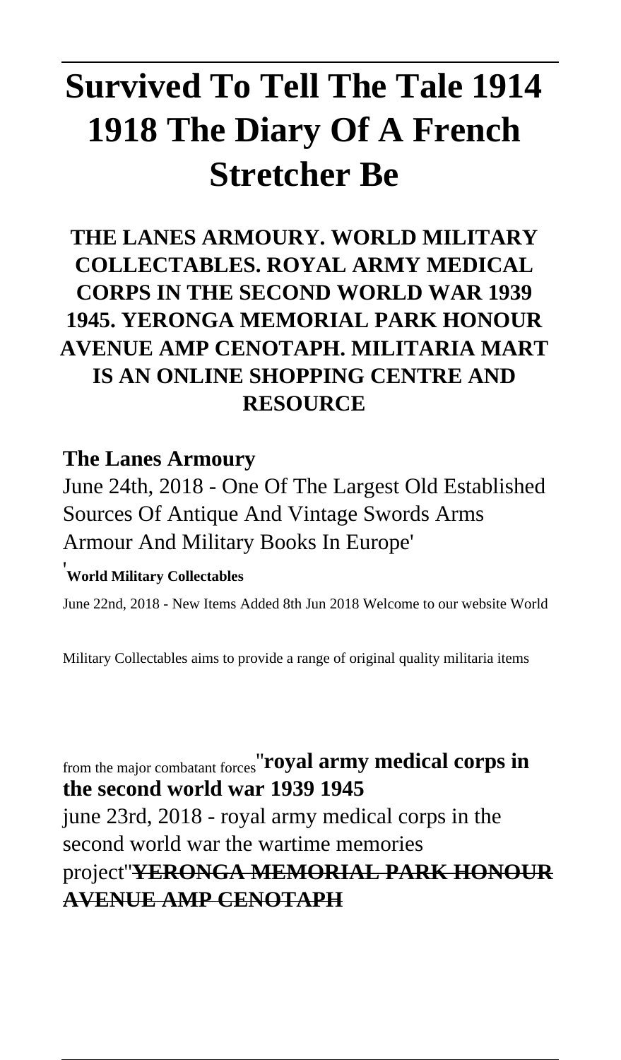# Survived To Tell The Tale 1914 1918 The Diary Of A French Stretcher Be

**THE LANES ARMOURY. WORLD MILITARY COLLECTABLES. ROYAL ARMY MEDICAL CORPS IN THE SECOND WORLD WAR 1939 1945. YERONGA MEMORIAL PARK HONOUR AVENUE AMP CENOTAPH. MILITARIA MART IS AN ONLINE SHOPPING CENTRE AND RESOURCE**

**The Lanes Armoury**

June 24th, 2018 - One Of The Largest Old Established Sources Of Antique And Vintage Swords Arms Armour And Military Books In Europe'

'**World Military Collectables**

June 22nd, 2018 - New Items Added 8th Jun 2018 Welcome to our website World Military Collectables aims to provide a range of original quality militaria items from the major combatant forces''**royal army medical corps in the second world war 1939 1945**

june 23rd, 2018 - royal army medical corps in the second world war the wartime memories project''**YERONGA MEMORIAL PARK HONOUR AVENUE AMP CENOTAPH**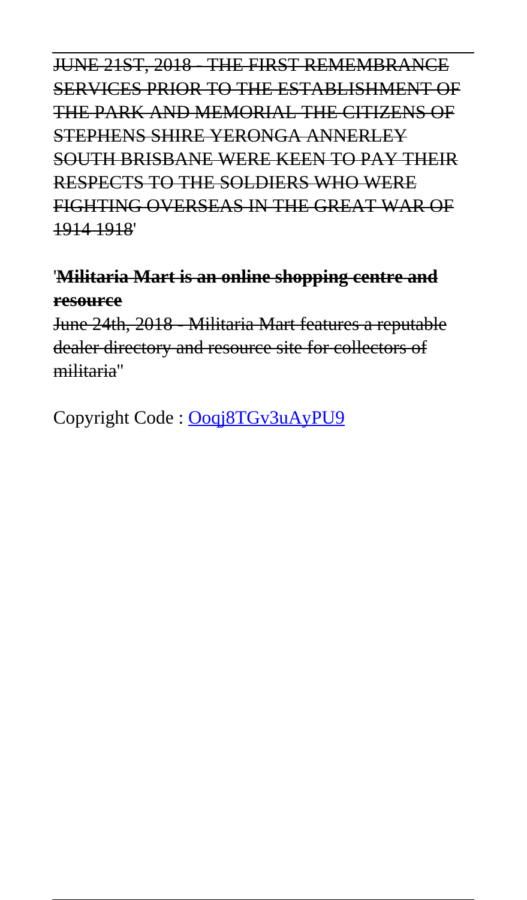JUNE 21ST, 2018 - THE FIRST REMEMBRANCE SERVICES PRIOR TO THE ESTABLISHMENT OF THE PARK AND MEMORIAL THE CITIZENS OF STEPHENS SHIRE YERONGA ANNERLEY SOUTH BRISBANE WERE KEEN TO PAY THEIR RESPECTS TO THE SOLDIERS WHO WERE FIGHTING OVERSEAS IN THE GREAT WAR OF 1914 1918'

'**Militaria Mart is an online shopping centre and resource**

June 24th, 2018 - Militaria Mart features a reputable dealer directory and resource site for collectors of militaria''

Copyright Code : Ooqj8TGv3uAyPU9